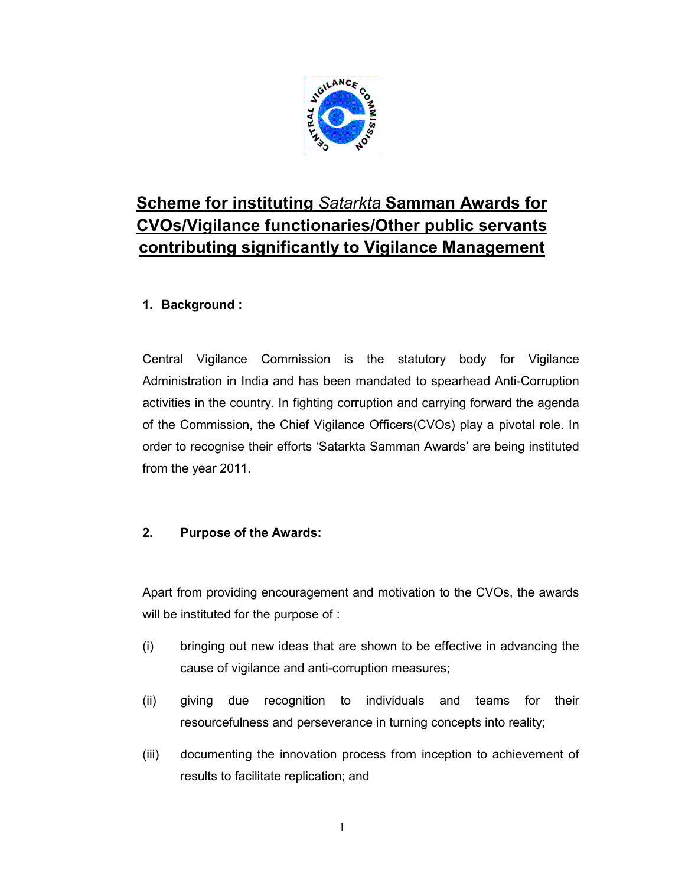# **Scheme for instituting *Satarkta* Samman Awards for CVOs/Vigilance functionaries/Other public servants contributing significantly to Vigilance Management**

## 1. Background :

Central Vigilance Commission is the statutory body for Vigilance Administration in India and has been mandated to spearhead Anti-Corruption activities in the country. In fighting corruption and carrying forward the agenda of the Commission, the Chief Vigilance Officers(CVOs) play a pivotal role. In order to recognise their efforts 'Satarkta Samman Awards' are being instituted from the year 2011.

## 2. Purpose of the Awards:

Apart from providing encouragement and motivation to the CVOs, the awards will be instituted for the purpose of :

(i) bringing out new ideas that are shown to be effective in advancing the cause of vigilance and anti-corruption measures;

(ii) giving due recognition to individuals and teams for their resourcefulness and perseverance in turning concepts into reality;

(iii) documenting the innovation process from inception to achievement of results to facilitate replication; and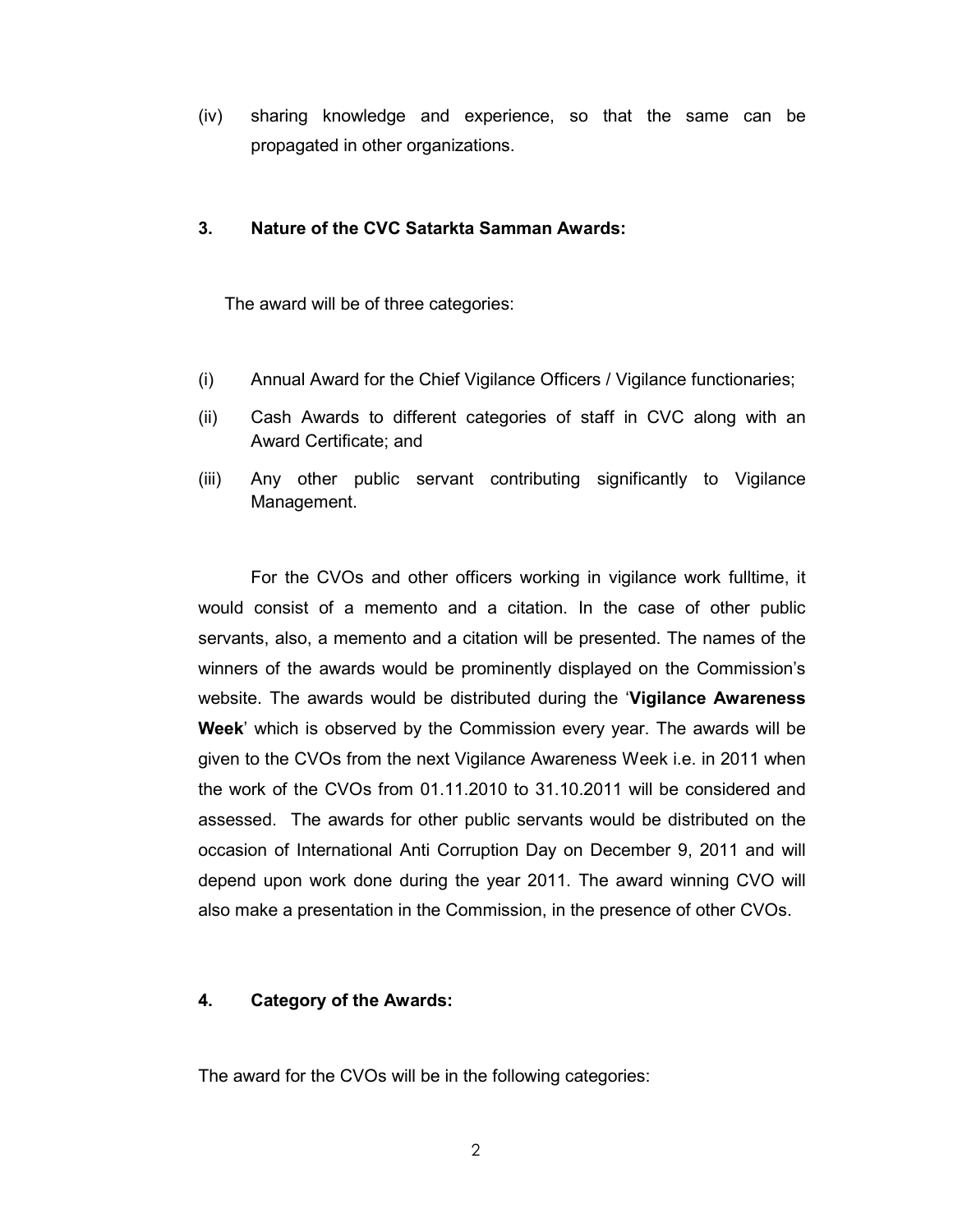(iv) sharing knowledge and experience, so that the same can be propagated in other organizations.

### 3. Nature of the CVC Satarkta Samman Awards:

The award will be of three categories:

(i) Annual Award for the Chief Vigilance Officers / Vigilance functionaries;

(ii) Cash Awards to different categories of staff in CVC along with an Award Certificate; and

(iii) Any other public servant contributing significantly to Vigilance Management.

For the CVOs and other officers working in vigilance work fulltime, it would consist of a memento and a citation. In the case of other public servants, also, a memento and a citation will be presented. The names of the winners of the awards would be prominently displayed on the Commission's website. The awards would be distributed during the '**Vigilance Awareness Week**' which is observed by the Commission every year. The awards will be given to the CVOs from the next Vigilance Awareness Week i.e. in 2011 when the work of the CVOs from 01.11.2010 to 31.10.2011 will be considered and assessed. The awards for other public servants would be distributed on the occasion of International Anti Corruption Day on December 9, 2011 and will depend upon work done during the year 2011. The award winning CVO will also make a presentation in the Commission, in the presence of other CVOs.

### 4. Category of the Awards:

The award for the CVOs will be in the following categories: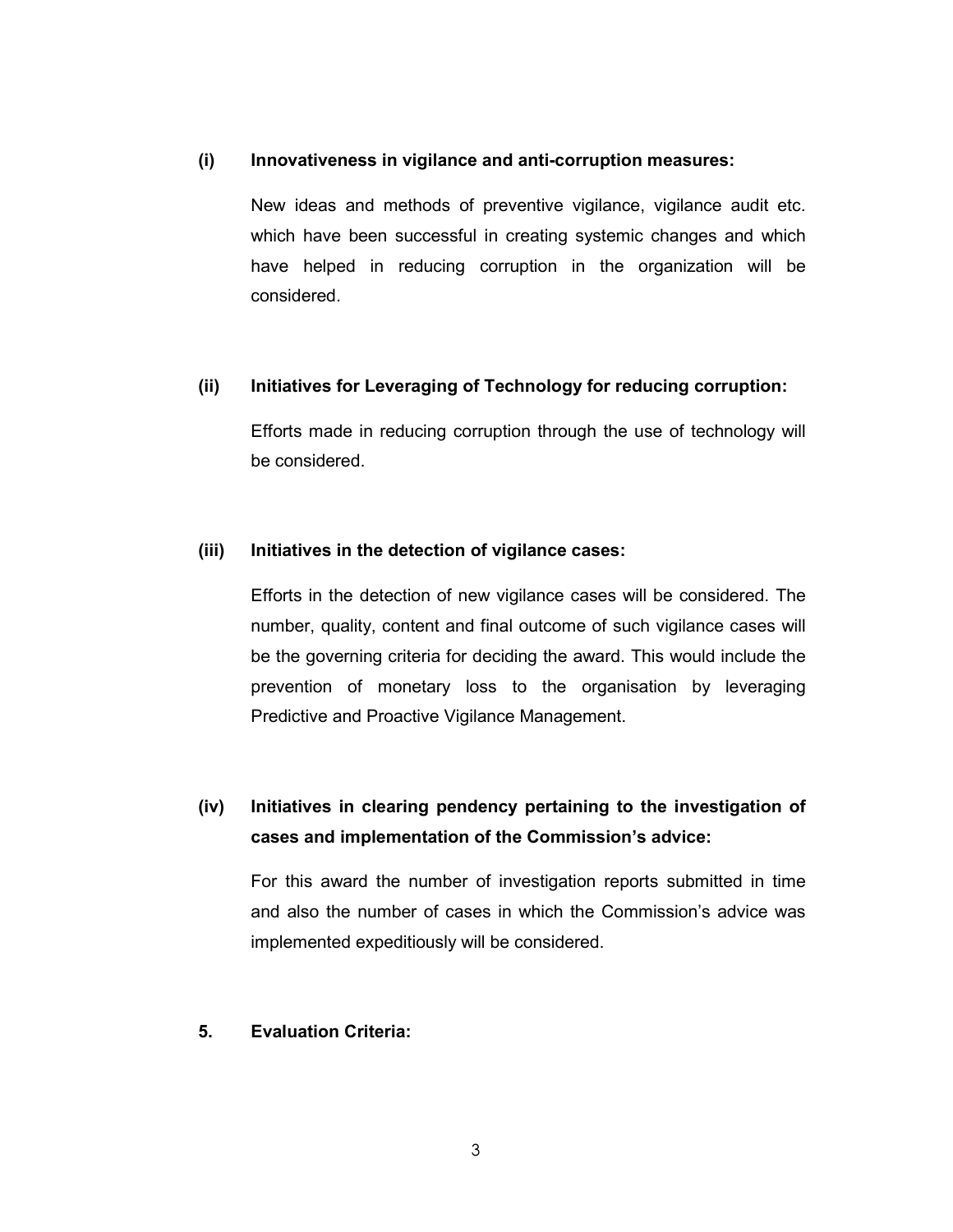**(i) Innovativeness in vigilance and anti-corruption measures:**

New ideas and methods of preventive vigilance, vigilance audit etc. which have been successful in creating systemic changes and which have helped in reducing corruption in the organization will be considered.

**(ii) Initiatives for Leveraging of Technology for reducing corruption:**

Efforts made in reducing corruption through the use of technology will be considered.

**(iii) Initiatives in the detection of vigilance cases:**

Efforts in the detection of new vigilance cases will be considered. The number, quality, content and final outcome of such vigilance cases will be the governing criteria for deciding the award. This would include the prevention of monetary loss to the organisation by leveraging Predictive and Proactive Vigilance Management.

**(iv) Initiatives in clearing pendency pertaining to the investigation of cases and implementation of the Commission's advice:**

For this award the number of investigation reports submitted in time and also the number of cases in which the Commission's advice was implemented expeditiously will be considered.

**5. Evaluation Criteria:**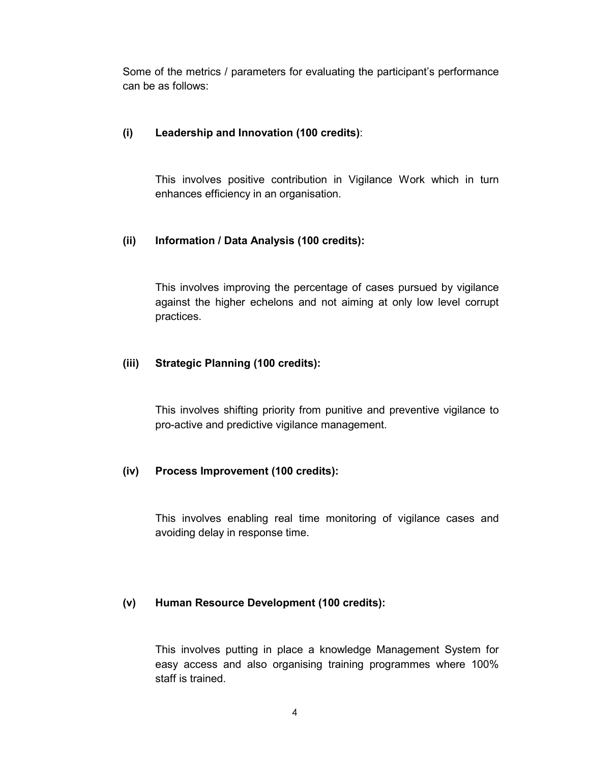Some of the metrics / parameters for evaluating the participant's performance can be as follows:

**(i) Leadership and Innovation (100 credits)**:

This involves positive contribution in Vigilance Work which in turn enhances efficiency in an organisation.

**(ii) Information / Data Analysis (100 credits):**

This involves improving the percentage of cases pursued by vigilance against the higher echelons and not aiming at only low level corrupt practices.

**(iii) Strategic Planning (100 credits):**

This involves shifting priority from punitive and preventive vigilance to pro-active and predictive vigilance management.

**(iv) Process Improvement (100 credits):**

This involves enabling real time monitoring of vigilance cases and avoiding delay in response time.

**(v) Human Resource Development (100 credits):**

This involves putting in place a knowledge Management System for easy access and also organising training programmes where 100% staff is trained.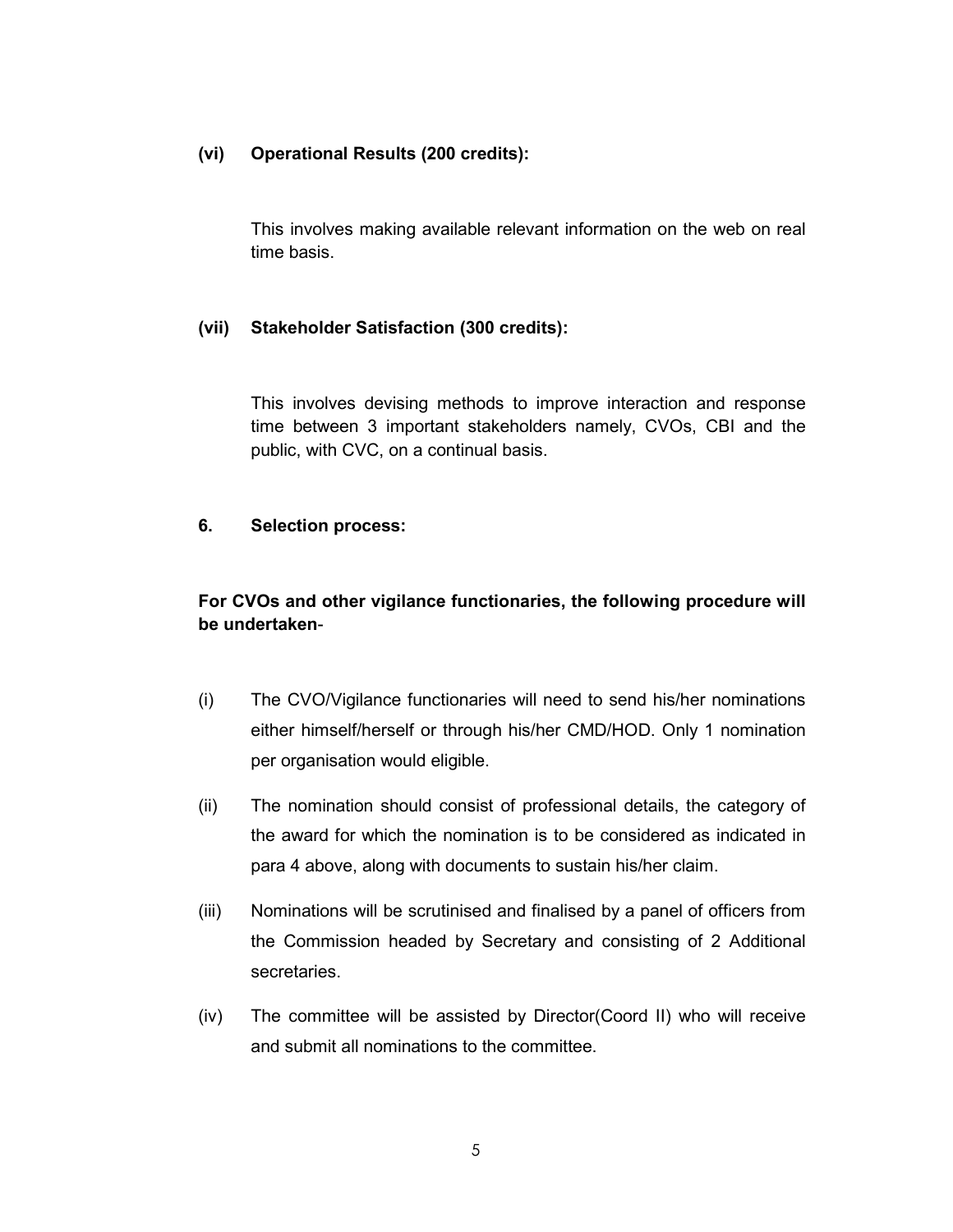**(vi) Operational Results (200 credits):**

This involves making available relevant information on the web on real time basis.

**(vii) Stakeholder Satisfaction (300 credits):**

This involves devising methods to improve interaction and response time between 3 important stakeholders namely, CVOs, CBI and the public, with CVC, on a continual basis.

**6. Selection process:**

**For CVOs and other vigilance functionaries, the following procedure will be undertaken**-

(i) The CVO/Vigilance functionaries will need to send his/her nominations either himself/herself or through his/her CMD/HOD. Only 1 nomination per organisation would eligible.

(ii) The nomination should consist of professional details, the category of the award for which the nomination is to be considered as indicated in para 4 above, along with documents to sustain his/her claim.

(iii) Nominations will be scrutinised and finalised by a panel of officers from the Commission headed by Secretary and consisting of 2 Additional secretaries.

(iv) The committee will be assisted by Director(Coord II) who will receive and submit all nominations to the committee.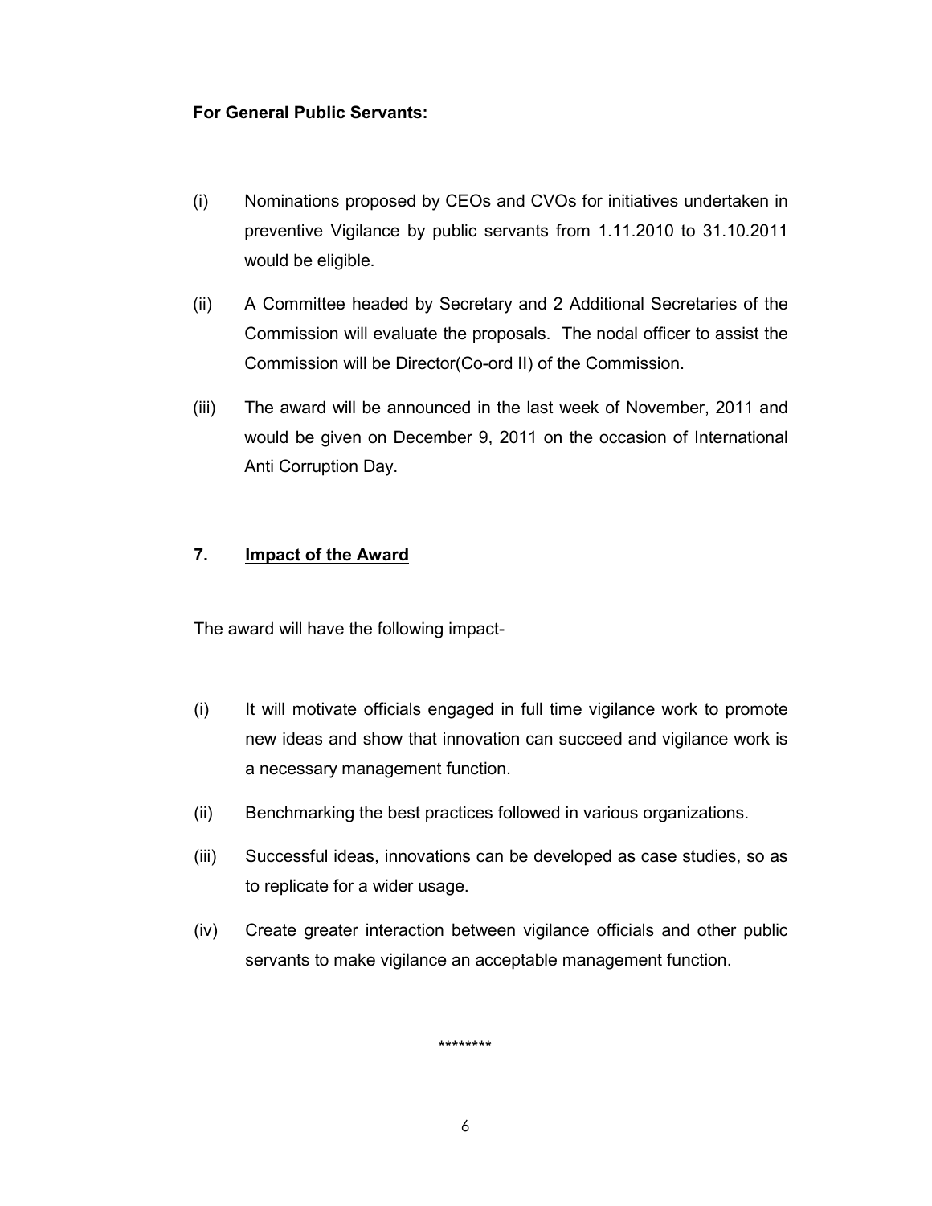**For General Public Servants:**

(i) Nominations proposed by CEOs and CVOs for initiatives undertaken in preventive Vigilance by public servants from 1.11.2010 to 31.10.2011 would be eligible.

(ii) A Committee headed by Secretary and 2 Additional Secretaries of the Commission will evaluate the proposals. The nodal officer to assist the Commission will be Director(Co-ord II) of the Commission.

(iii) The award will be announced in the last week of November, 2011 and would be given on December 9, 2011 on the occasion of International Anti Corruption Day.

## 7. Impact of the Award

The award will have the following impact-

(i) It will motivate officials engaged in full time vigilance work to promote new ideas and show that innovation can succeed and vigilance work is a necessary management function.

(ii) Benchmarking the best practices followed in various organizations.

(iii) Successful ideas, innovations can be developed as case studies, so as to replicate for a wider usage.

(iv) Create greater interaction between vigilance officials and other public servants to make vigilance an acceptable management function.

********